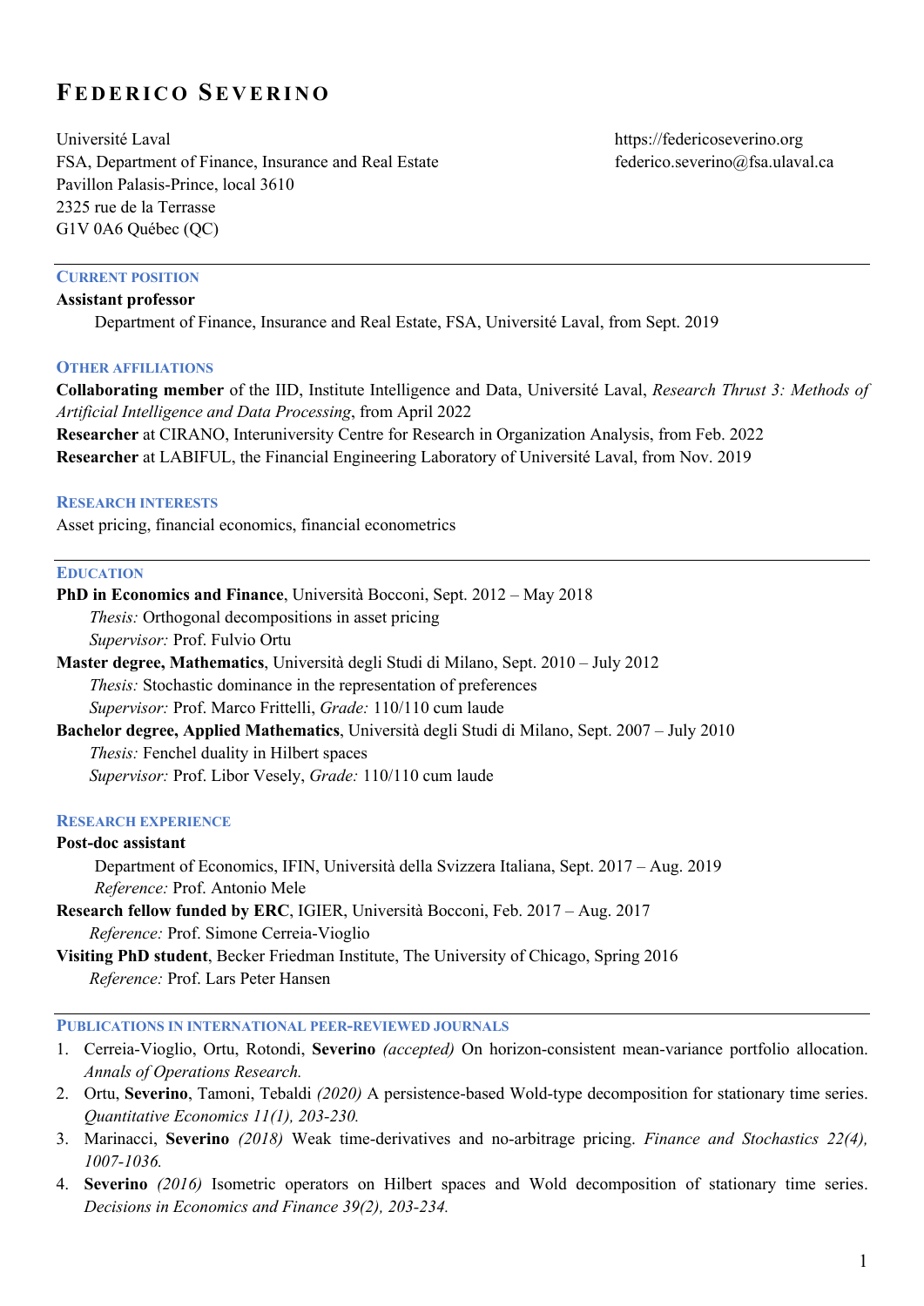# Federico Severino

Université Laval
FSA, Department of Finance, Insurance and Real Estate
Pavillon Palasis-Prince, local 3610
2325 rue de la Terrasse
G1V 0A6 Québec (QC)

https://federicoseverino.org
federico.severino@fsa.ulaval.ca

## Current position

**Assistant professor**

Department of Finance, Insurance and Real Estate, FSA, Université Laval, from Sept. 2019

## Other affiliations

**Collaborating member** of the IID, Institute Intelligence and Data, Université Laval, *Research Thrust 3: Methods of Artificial Intelligence and Data Processing*, from April 2022

**Researcher** at CIRANO, Interuniversity Centre for Research in Organization Analysis, from Feb. 2022

**Researcher** at LABIFUL, the Financial Engineering Laboratory of Université Laval, from Nov. 2019

## Research interests

Asset pricing, financial economics, financial econometrics

## Education

**PhD in Economics and Finance**, Università Bocconi, Sept. 2012 – May 2018
*Thesis:* Orthogonal decompositions in asset pricing
*Supervisor:* Prof. Fulvio Ortu

**Master degree, Mathematics**, Università degli Studi di Milano, Sept. 2010 – July 2012
*Thesis:* Stochastic dominance in the representation of preferences
*Supervisor:* Prof. Marco Frittelli, *Grade:* 110/110 cum laude

**Bachelor degree, Applied Mathematics**, Università degli Studi di Milano, Sept. 2007 – July 2010
*Thesis:* Fenchel duality in Hilbert spaces
*Supervisor:* Prof. Libor Vesely, *Grade:* 110/110 cum laude

## Research experience

**Post-doc assistant**

Department of Economics, IFIN, Università della Svizzera Italiana, Sept. 2017 – Aug. 2019
*Reference:* Prof. Antonio Mele

**Research fellow funded by ERC**, IGIER, Università Bocconi, Feb. 2017 – Aug. 2017
*Reference:* Prof. Simone Cerreia-Vioglio

**Visiting PhD student**, Becker Friedman Institute, The University of Chicago, Spring 2016
*Reference:* Prof. Lars Peter Hansen

## Publications in international peer-reviewed journals

1. Cerreia-Vioglio, Ortu, Rotondi, **Severino** *(accepted)* On horizon-consistent mean-variance portfolio allocation. *Annals of Operations Research.*
2. Ortu, **Severino**, Tamoni, Tebaldi *(2020)* A persistence-based Wold-type decomposition for stationary time series. *Quantitative Economics 11(1), 203-230.*
3. Marinacci, **Severino** *(2018)* Weak time-derivatives and no-arbitrage pricing. *Finance and Stochastics 22(4), 1007-1036.*
4. **Severino** *(2016)* Isometric operators on Hilbert spaces and Wold decomposition of stationary time series. *Decisions in Economics and Finance 39(2), 203-234.*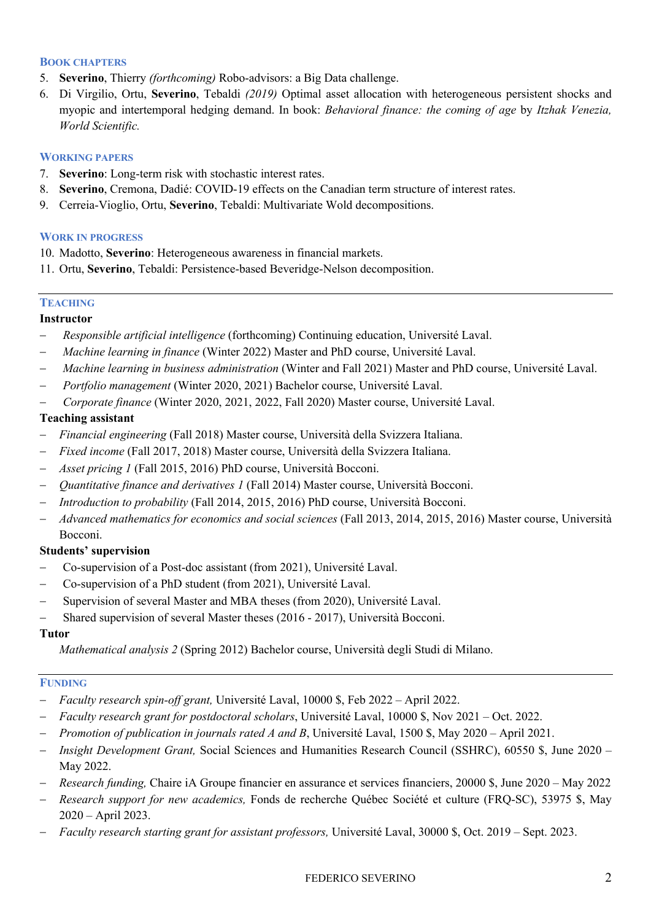### Book chapters

5. **Severino**, Thierry *(forthcoming)* Robo-advisors: a Big Data challenge.
6. Di Virgilio, Ortu, **Severino**, Tebaldi *(2019)* Optimal asset allocation with heterogeneous persistent shocks and myopic and intertemporal hedging demand. In book: *Behavioral finance: the coming of age* by *Itzhak Venezia, World Scientific.*

### Working papers

7. **Severino**: Long-term risk with stochastic interest rates.
8. **Severino**, Cremona, Dadié: COVID-19 effects on the Canadian term structure of interest rates.
9. Cerreia-Vioglio, Ortu, **Severino**, Tebaldi: Multivariate Wold decompositions.

### Work in progress

10. Madotto, **Severino**: Heterogeneous awareness in financial markets.
11. Ortu, **Severino**, Tebaldi: Persistence-based Beveridge-Nelson decomposition.

---

### Teaching

**Instructor**

- *Responsible artificial intelligence* (forthcoming) Continuing education, Université Laval.
- *Machine learning in finance* (Winter 2022) Master and PhD course, Université Laval.
- *Machine learning in business administration* (Winter and Fall 2021) Master and PhD course, Université Laval.
- *Portfolio management* (Winter 2020, 2021) Bachelor course, Université Laval.
- *Corporate finance* (Winter 2020, 2021, 2022, Fall 2020) Master course, Université Laval.

**Teaching assistant**

- *Financial engineering* (Fall 2018) Master course, Università della Svizzera Italiana.
- *Fixed income* (Fall 2017, 2018) Master course, Università della Svizzera Italiana.
- *Asset pricing 1* (Fall 2015, 2016) PhD course, Università Bocconi.
- *Quantitative finance and derivatives 1* (Fall 2014) Master course, Università Bocconi.
- *Introduction to probability* (Fall 2014, 2015, 2016) PhD course, Università Bocconi.
- *Advanced mathematics for economics and social sciences* (Fall 2013, 2014, 2015, 2016) Master course, Università Bocconi.

**Students' supervision**

- Co-supervision of a Post-doc assistant (from 2021), Université Laval.
- Co-supervision of a PhD student (from 2021), Université Laval.
- Supervision of several Master and MBA theses (from 2020), Université Laval.
- Shared supervision of several Master theses (2016 - 2017), Università Bocconi.

**Tutor**

*Mathematical analysis 2* (Spring 2012) Bachelor course, Università degli Studi di Milano.

---

### Funding

- *Faculty research spin-off grant,* Université Laval, 10000 $, Feb 2022 – April 2022.
- *Faculty research grant for postdoctoral scholars*, Université Laval, 10000 $, Nov 2021 – Oct. 2022.
- *Promotion of publication in journals rated A and B*, Université Laval, 1500 $, May 2020 – April 2021.
- *Insight Development Grant,* Social Sciences and Humanities Research Council (SSHRC), 60550 $, June 2020 – May 2022.
- *Research funding,* Chaire iA Groupe financier en assurance et services financiers, 20000 $, June 2020 – May 2022
- *Research support for new academics,* Fonds de recherche Québec Société et culture (FRQ-SC), 53975 $, May 2020 – April 2023.
- *Faculty research starting grant for assistant professors,* Université Laval, 30000 $, Oct. 2019 – Sept. 2023.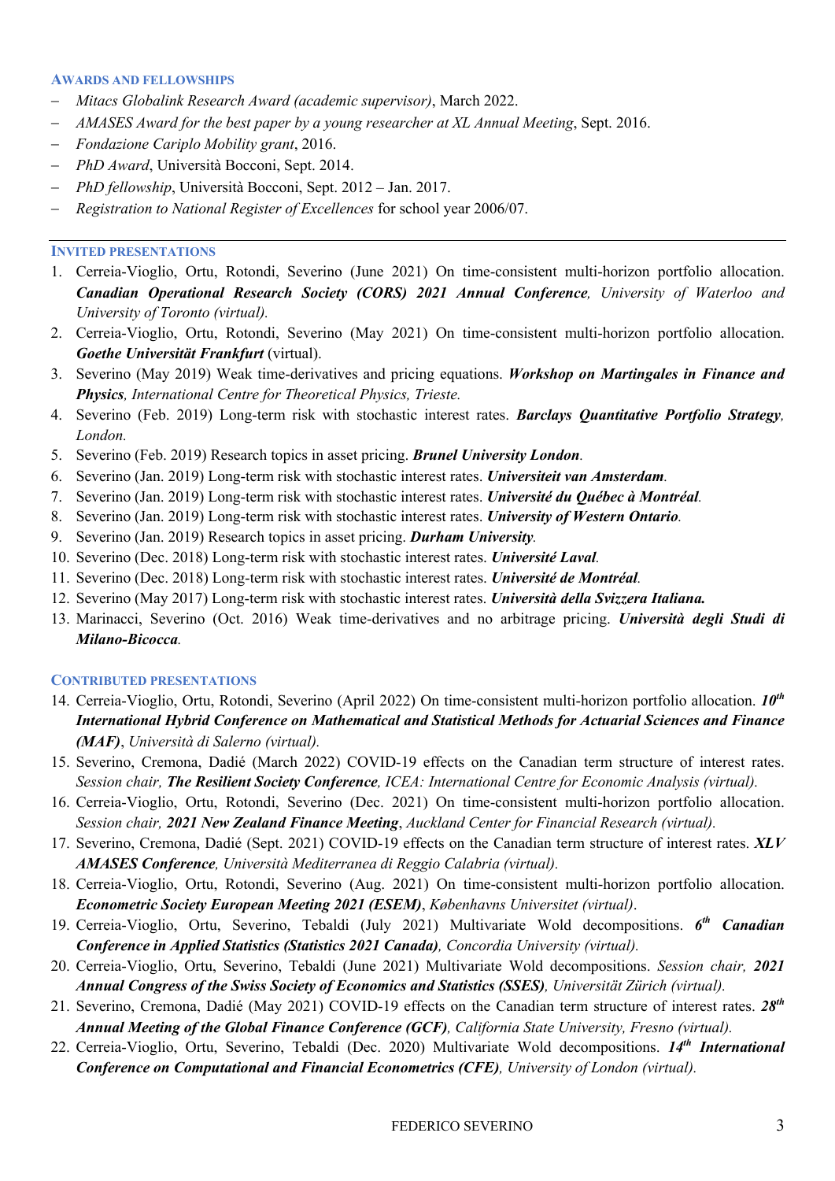### AWARDS AND FELLOWSHIPS

- *Mitacs Globalink Research Award (academic supervisor)*, March 2022.
- *AMASES Award for the best paper by a young researcher at XL Annual Meeting*, Sept. 2016.
- *Fondazione Cariplo Mobility grant*, 2016.
- *PhD Award*, Università Bocconi, Sept. 2014.
- *PhD fellowship*, Università Bocconi, Sept. 2012 – Jan. 2017.
- *Registration to National Register of Excellences* for school year 2006/07.

---

### INVITED PRESENTATIONS

1. Cerreia-Vioglio, Ortu, Rotondi, Severino (June 2021) On time-consistent multi-horizon portfolio allocation. ***Canadian Operational Research Society (CORS) 2021 Annual Conference***, *University of Waterloo and University of Toronto (virtual).*
2. Cerreia-Vioglio, Ortu, Rotondi, Severino (May 2021) On time-consistent multi-horizon portfolio allocation. ***Goethe Universität Frankfurt*** (virtual).
3. Severino (May 2019) Weak time-derivatives and pricing equations. ***Workshop on Martingales in Finance and Physics***, *International Centre for Theoretical Physics, Trieste.*
4. Severino (Feb. 2019) Long-term risk with stochastic interest rates. ***Barclays Quantitative Portfolio Strategy***, *London.*
5. Severino (Feb. 2019) Research topics in asset pricing. ***Brunel University London***.
6. Severino (Jan. 2019) Long-term risk with stochastic interest rates. ***Universiteit van Amsterdam***.
7. Severino (Jan. 2019) Long-term risk with stochastic interest rates. ***Université du Québec à Montréal***.
8. Severino (Jan. 2019) Long-term risk with stochastic interest rates. ***University of Western Ontario***.
9. Severino (Jan. 2019) Research topics in asset pricing. ***Durham University***.
10. Severino (Dec. 2018) Long-term risk with stochastic interest rates. ***Université Laval***.
11. Severino (Dec. 2018) Long-term risk with stochastic interest rates. ***Université de Montréal***.
12. Severino (May 2017) Long-term risk with stochastic interest rates. ***Università della Svizzera Italiana.***
13. Marinacci, Severino (Oct. 2016) Weak time-derivatives and no arbitrage pricing. ***Università degli Studi di Milano-Bicocca***.

### CONTRIBUTED PRESENTATIONS

14. Cerreia-Vioglio, Ortu, Rotondi, Severino (April 2022) On time-consistent multi-horizon portfolio allocation. ***10th International Hybrid Conference on Mathematical and Statistical Methods for Actuarial Sciences and Finance (MAF)***, *Università di Salerno (virtual).*
15. Severino, Cremona, Dadié (March 2022) COVID-19 effects on the Canadian term structure of interest rates. *Session chair,* ***The Resilient Society Conference***, *ICEA: International Centre for Economic Analysis (virtual).*
16. Cerreia-Vioglio, Ortu, Rotondi, Severino (Dec. 2021) On time-consistent multi-horizon portfolio allocation. *Session chair,* ***2021 New Zealand Finance Meeting***, *Auckland Center for Financial Research (virtual).*
17. Severino, Cremona, Dadié (Sept. 2021) COVID-19 effects on the Canadian term structure of interest rates. ***XLV AMASES Conference***, *Università Mediterranea di Reggio Calabria (virtual).*
18. Cerreia-Vioglio, Ortu, Rotondi, Severino (Aug. 2021) On time-consistent multi-horizon portfolio allocation. ***Econometric Society European Meeting 2021 (ESEM)***, *Københavns Universitet (virtual)*.
19. Cerreia-Vioglio, Ortu, Severino, Tebaldi (July 2021) Multivariate Wold decompositions. ***6th Canadian Conference in Applied Statistics (Statistics 2021 Canada)***, *Concordia University (virtual).*
20. Cerreia-Vioglio, Ortu, Severino, Tebaldi (June 2021) Multivariate Wold decompositions. *Session chair,* ***2021 Annual Congress of the Swiss Society of Economics and Statistics (SSES)***, *Universität Zürich (virtual).*
21. Severino, Cremona, Dadié (May 2021) COVID-19 effects on the Canadian term structure of interest rates. ***28th Annual Meeting of the Global Finance Conference (GCF)***, *California State University, Fresno (virtual).*
22. Cerreia-Vioglio, Ortu, Severino, Tebaldi (Dec. 2020) Multivariate Wold decompositions. ***14th International Conference on Computational and Financial Econometrics (CFE)***, *University of London (virtual).*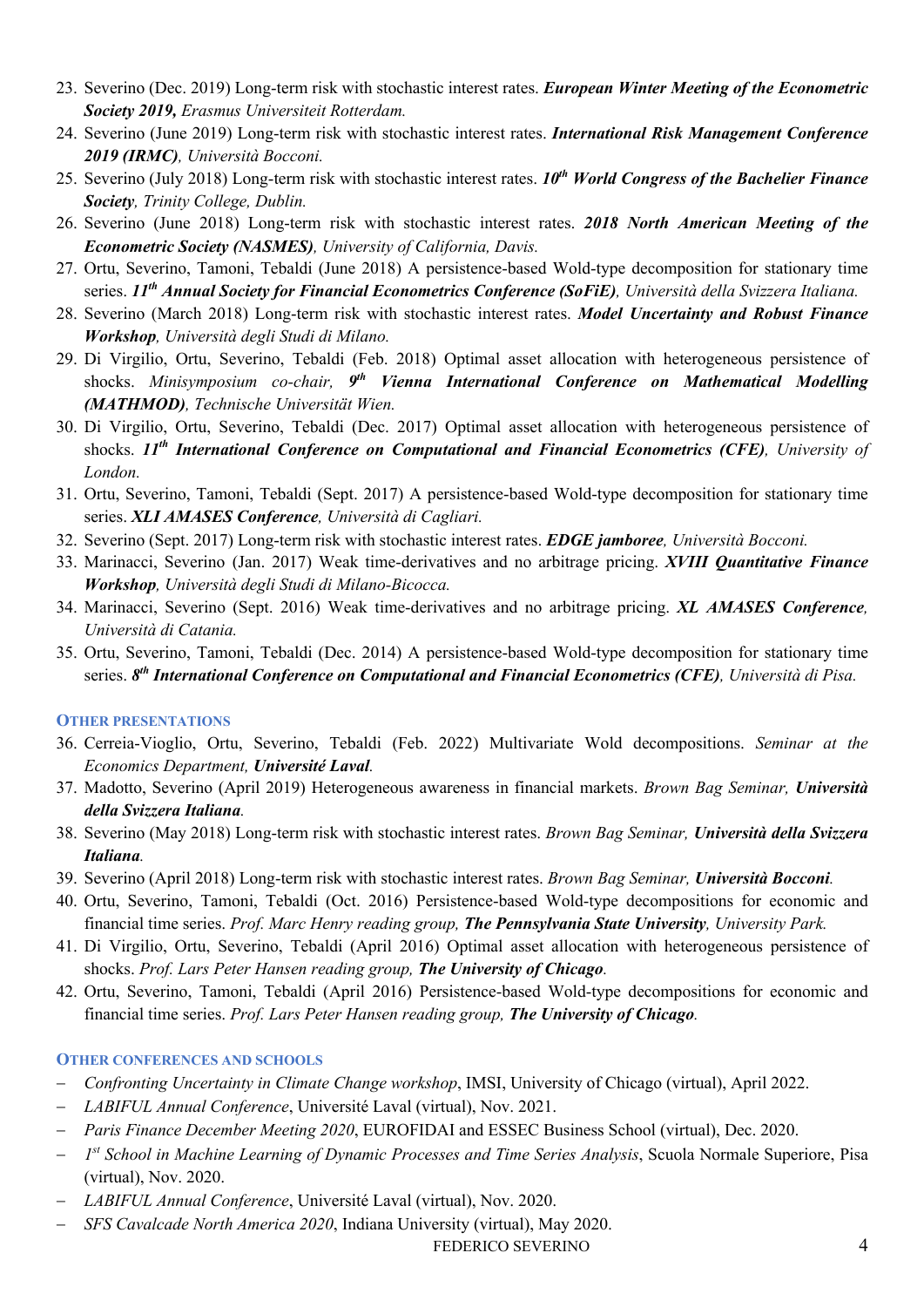23. Severino (Dec. 2019) Long-term risk with stochastic interest rates. ***European Winter Meeting of the Econometric Society 2019,*** *Erasmus Universiteit Rotterdam.*
24. Severino (June 2019) Long-term risk with stochastic interest rates. ***International Risk Management Conference 2019 (IRMC)***, *Università Bocconi.*
25. Severino (July 2018) Long-term risk with stochastic interest rates. ***10th World Congress of the Bachelier Finance Society***, *Trinity College, Dublin.*
26. Severino (June 2018) Long-term risk with stochastic interest rates. ***2018 North American Meeting of the Econometric Society (NASMES)***, *University of California, Davis.*
27. Ortu, Severino, Tamoni, Tebaldi (June 2018) A persistence-based Wold-type decomposition for stationary time series. ***11th Annual Society for Financial Econometrics Conference (SoFiE)***, *Università della Svizzera Italiana.*
28. Severino (March 2018) Long-term risk with stochastic interest rates. ***Model Uncertainty and Robust Finance Workshop***, *Università degli Studi di Milano.*
29. Di Virgilio, Ortu, Severino, Tebaldi (Feb. 2018) Optimal asset allocation with heterogeneous persistence of shocks. *Minisymposium co-chair,* ***9th Vienna International Conference on Mathematical Modelling (MATHMOD)***, *Technische Universität Wien.*
30. Di Virgilio, Ortu, Severino, Tebaldi (Dec. 2017) Optimal asset allocation with heterogeneous persistence of shocks. ***11th International Conference on Computational and Financial Econometrics (CFE)***, *University of London.*
31. Ortu, Severino, Tamoni, Tebaldi (Sept. 2017) A persistence-based Wold-type decomposition for stationary time series. ***XLI AMASES Conference***, *Università di Cagliari.*
32. Severino (Sept. 2017) Long-term risk with stochastic interest rates. ***EDGE jamboree***, *Università Bocconi.*
33. Marinacci, Severino (Jan. 2017) Weak time-derivatives and no arbitrage pricing. ***XVIII Quantitative Finance Workshop***, *Università degli Studi di Milano-Bicocca.*
34. Marinacci, Severino (Sept. 2016) Weak time-derivatives and no arbitrage pricing. ***XL AMASES Conference***, *Università di Catania.*
35. Ortu, Severino, Tamoni, Tebaldi (Dec. 2014) A persistence-based Wold-type decomposition for stationary time series. ***8th International Conference on Computational and Financial Econometrics (CFE)***, *Università di Pisa.*

## Other Presentations

36. Cerreia-Vioglio, Ortu, Severino, Tebaldi (Feb. 2022) Multivariate Wold decompositions. *Seminar at the Economics Department,* ***Université Laval***.
37. Madotto, Severino (April 2019) Heterogeneous awareness in financial markets. *Brown Bag Seminar,* ***Università della Svizzera Italiana***.
38. Severino (May 2018) Long-term risk with stochastic interest rates. *Brown Bag Seminar,* ***Università della Svizzera Italiana***.
39. Severino (April 2018) Long-term risk with stochastic interest rates. *Brown Bag Seminar,* ***Università Bocconi***.
40. Ortu, Severino, Tamoni, Tebaldi (Oct. 2016) Persistence-based Wold-type decompositions for economic and financial time series. *Prof. Marc Henry reading group,* ***The Pennsylvania State University***, *University Park.*
41. Di Virgilio, Ortu, Severino, Tebaldi (April 2016) Optimal asset allocation with heterogeneous persistence of shocks. *Prof. Lars Peter Hansen reading group,* ***The University of Chicago***.
42. Ortu, Severino, Tamoni, Tebaldi (April 2016) Persistence-based Wold-type decompositions for economic and financial time series. *Prof. Lars Peter Hansen reading group,* ***The University of Chicago***.

## Other Conferences and Schools

- *Confronting Uncertainty in Climate Change workshop*, IMSI, University of Chicago (virtual), April 2022.
- *LABIFUL Annual Conference*, Université Laval (virtual), Nov. 2021.
- *Paris Finance December Meeting 2020*, EUROFIDAI and ESSEC Business School (virtual), Dec. 2020.
- *1st School in Machine Learning of Dynamic Processes and Time Series Analysis*, Scuola Normale Superiore, Pisa (virtual), Nov. 2020.
- *LABIFUL Annual Conference*, Université Laval (virtual), Nov. 2020.
- *SFS Cavalcade North America 2020*, Indiana University (virtual), May 2020.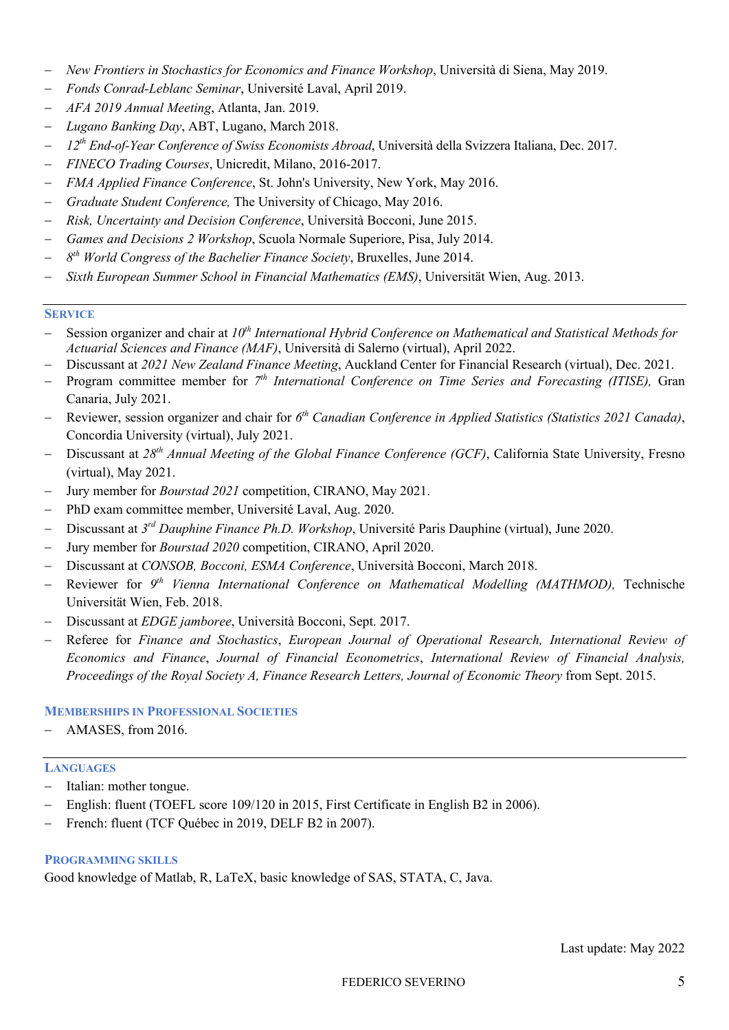- *New Frontiers in Stochastics for Economics and Finance Workshop*, Università di Siena, May 2019.
- *Fonds Conrad-Leblanc Seminar*, Université Laval, April 2019.
- *AFA 2019 Annual Meeting*, Atlanta, Jan. 2019.
- *Lugano Banking Day*, ABT, Lugano, March 2018.
- *12th End-of-Year Conference of Swiss Economists Abroad*, Università della Svizzera Italiana, Dec. 2017.
- *FINECO Trading Courses*, Unicredit, Milano, 2016-2017.
- *FMA Applied Finance Conference*, St. John's University, New York, May 2016.
- *Graduate Student Conference,* The University of Chicago, May 2016.
- *Risk, Uncertainty and Decision Conference*, Università Bocconi, June 2015.
- *Games and Decisions 2 Workshop*, Scuola Normale Superiore, Pisa, July 2014.
- *8th World Congress of the Bachelier Finance Society*, Bruxelles, June 2014.
- *Sixth European Summer School in Financial Mathematics (EMS)*, Universität Wien, Aug. 2013.

## SERVICE

- Session organizer and chair at *10th International Hybrid Conference on Mathematical and Statistical Methods for Actuarial Sciences and Finance (MAF)*, Università di Salerno (virtual), April 2022.
- Discussant at *2021 New Zealand Finance Meeting*, Auckland Center for Financial Research (virtual), Dec. 2021.
- Program committee member for *7th International Conference on Time Series and Forecasting (ITISE),* Gran Canaria, July 2021.
- Reviewer, session organizer and chair for *6th Canadian Conference in Applied Statistics (Statistics 2021 Canada)*, Concordia University (virtual), July 2021.
- Discussant at *28th Annual Meeting of the Global Finance Conference (GCF)*, California State University, Fresno (virtual), May 2021.
- Jury member for *Bourstad 2021* competition, CIRANO, May 2021.
- PhD exam committee member, Université Laval, Aug. 2020.
- Discussant at *3rd Dauphine Finance Ph.D. Workshop*, Université Paris Dauphine (virtual), June 2020.
- Jury member for *Bourstad 2020* competition, CIRANO, April 2020.
- Discussant at *CONSOB, Bocconi, ESMA Conference*, Università Bocconi, March 2018.
- Reviewer for *9th Vienna International Conference on Mathematical Modelling (MATHMOD),* Technische Universität Wien, Feb. 2018.
- Discussant at *EDGE jamboree*, Università Bocconi, Sept. 2017.
- Referee for *Finance and Stochastics*, *European Journal of Operational Research, International Review of Economics and Finance*, *Journal of Financial Econometrics*, *International Review of Financial Analysis, Proceedings of the Royal Society A, Finance Research Letters, Journal of Economic Theory* from Sept. 2015.

## MEMBERSHIPS IN PROFESSIONAL SOCIETIES

- AMASES, from 2016.

## LANGUAGES

- Italian: mother tongue.
- English: fluent (TOEFL score 109/120 in 2015, First Certificate in English B2 in 2006).
- French: fluent (TCF Québec in 2019, DELF B2 in 2007).

## PROGRAMMING SKILLS

Good knowledge of Matlab, R, LaTeX, basic knowledge of SAS, STATA, C, Java.

Last update: May 2022